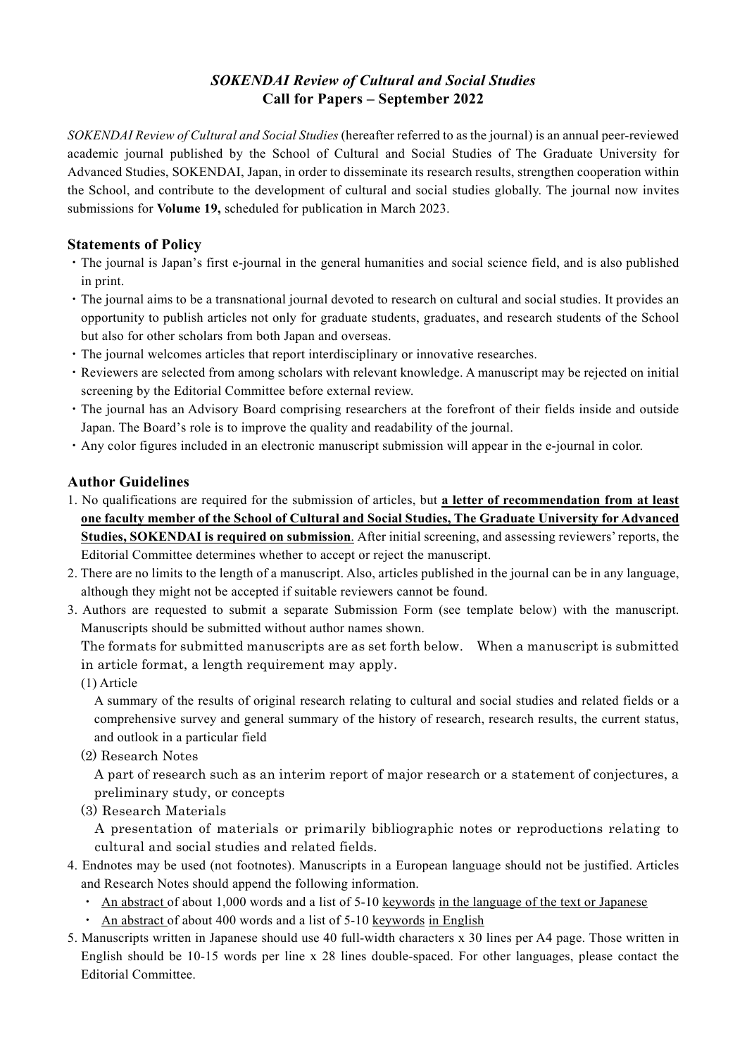# *SOKENDAI Review of Cultural and Social Studies*
# Call for Papers – September 2022

*SOKENDAI Review of Cultural and Social Studies* (hereafter referred to as the journal) is an annual peer-reviewed academic journal published by the School of Cultural and Social Studies of The Graduate University for Advanced Studies, SOKENDAI, Japan, in order to disseminate its research results, strengthen cooperation within the School, and contribute to the development of cultural and social studies globally. The journal now invites submissions for **Volume 19,** scheduled for publication in March 2023.

## Statements of Policy

・The journal is Japan's first e-journal in the general humanities and social science field, and is also published in print.

・The journal aims to be a transnational journal devoted to research on cultural and social studies. It provides an opportunity to publish articles not only for graduate students, graduates, and research students of the School but also for other scholars from both Japan and overseas.

・The journal welcomes articles that report interdisciplinary or innovative researches.

・Reviewers are selected from among scholars with relevant knowledge. A manuscript may be rejected on initial screening by the Editorial Committee before external review.

・The journal has an Advisory Board comprising researchers at the forefront of their fields inside and outside Japan. The Board's role is to improve the quality and readability of the journal.

・Any color figures included in an electronic manuscript submission will appear in the e-journal in color.

## Author Guidelines

1. No qualifications are required for the submission of articles, but **a letter of recommendation from at least one faculty member of the School of Cultural and Social Studies, The Graduate University for Advanced Studies, SOKENDAI is required on submission**. After initial screening, and assessing reviewers' reports, the Editorial Committee determines whether to accept or reject the manuscript.
2. There are no limits to the length of a manuscript. Also, articles published in the journal can be in any language, although they might not be accepted if suitable reviewers cannot be found.
3. Authors are requested to submit a separate Submission Form (see template below) with the manuscript. Manuscripts should be submitted without author names shown.

   The formats for submitted manuscripts are as set forth below.　When a manuscript is submitted in article format, a length requirement may apply.

   (1) Article

   A summary of the results of original research relating to cultural and social studies and related fields or a comprehensive survey and general summary of the history of research, research results, the current status, and outlook in a particular field

   (2) Research Notes

   A part of research such as an interim report of major research or a statement of conjectures, a preliminary study, or concepts

   (3) Research Materials

   A presentation of materials or primarily bibliographic notes or reproductions relating to cultural and social studies and related fields.
4. Endnotes may be used (not footnotes). Manuscripts in a European language should not be justified. Articles and Research Notes should append the following information.
   - An abstract of about 1,000 words and a list of 5-10 keywords in the language of the text or Japanese
   - An abstract of about 400 words and a list of 5-10 keywords in English
5. Manuscripts written in Japanese should use 40 full-width characters x 30 lines per A4 page. Those written in English should be 10-15 words per line x 28 lines double-spaced. For other languages, please contact the Editorial Committee.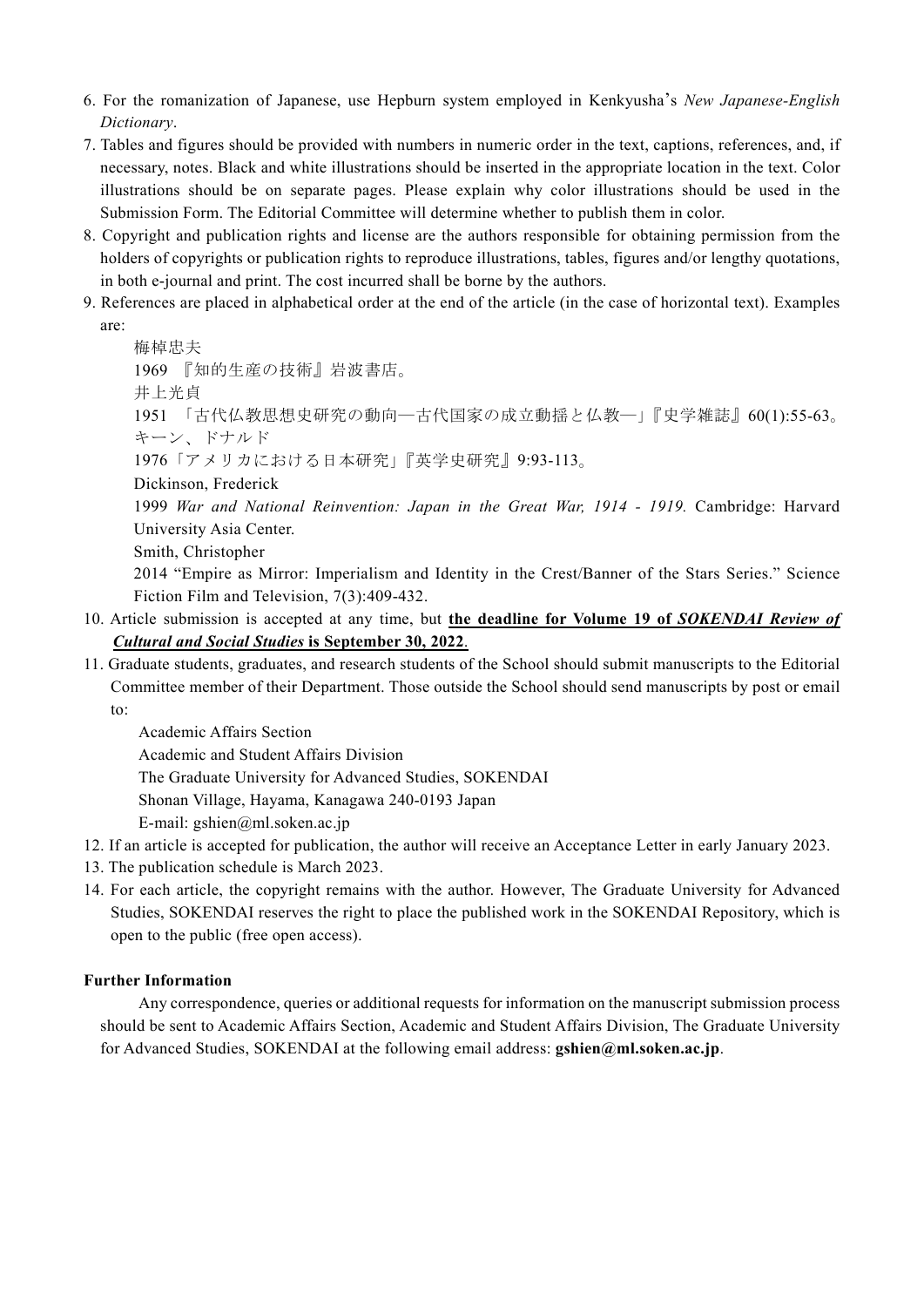6. For the romanization of Japanese, use Hepburn system employed in Kenkyusha's *New Japanese-English Dictionary*.
7. Tables and figures should be provided with numbers in numeric order in the text, captions, references, and, if necessary, notes. Black and white illustrations should be inserted in the appropriate location in the text. Color illustrations should be on separate pages. Please explain why color illustrations should be used in the Submission Form. The Editorial Committee will determine whether to publish them in color.
8. Copyright and publication rights and license are the authors responsible for obtaining permission from the holders of copyrights or publication rights to reproduce illustrations, tables, figures and/or lengthy quotations, in both e-journal and print. The cost incurred shall be borne by the authors.
9. References are placed in alphabetical order at the end of the article (in the case of horizontal text). Examples are:

   梅棹忠夫

   1969 『知的生産の技術』岩波書店。

   井上光貞

   1951 「古代仏教思想史研究の動向―古代国家の成立動揺と仏教―」『史学雑誌』60(1):55-63。

   キーン、ドナルド

   1976「アメリカにおける日本研究」『英学史研究』9:93-113。

   Dickinson, Frederick

   1999 *War and National Reinvention: Japan in the Great War, 1914 - 1919.* Cambridge: Harvard University Asia Center.

   Smith, Christopher

   2014 "Empire as Mirror: Imperialism and Identity in the Crest/Banner of the Stars Series." Science Fiction Film and Television, 7(3):409-432.

10. Article submission is accepted at any time, but **the deadline for Volume 19 of *SOKENDAI Review of Cultural and Social Studies* is September 30, 2022**.
11. Graduate students, graduates, and research students of the School should submit manuscripts to the Editorial Committee member of their Department. Those outside the School should send manuscripts by post or email to:

    Academic Affairs Section
    Academic and Student Affairs Division
    The Graduate University for Advanced Studies, SOKENDAI
    Shonan Village, Hayama, Kanagawa 240-0193 Japan
    E-mail: gshien@ml.soken.ac.jp

12. If an article is accepted for publication, the author will receive an Acceptance Letter in early January 2023.
13. The publication schedule is March 2023.
14. For each article, the copyright remains with the author. However, The Graduate University for Advanced Studies, SOKENDAI reserves the right to place the published work in the SOKENDAI Repository, which is open to the public (free open access).

**Further Information**

Any correspondence, queries or additional requests for information on the manuscript submission process should be sent to Academic Affairs Section, Academic and Student Affairs Division, The Graduate University for Advanced Studies, SOKENDAI at the following email address: **gshien@ml.soken.ac.jp**.